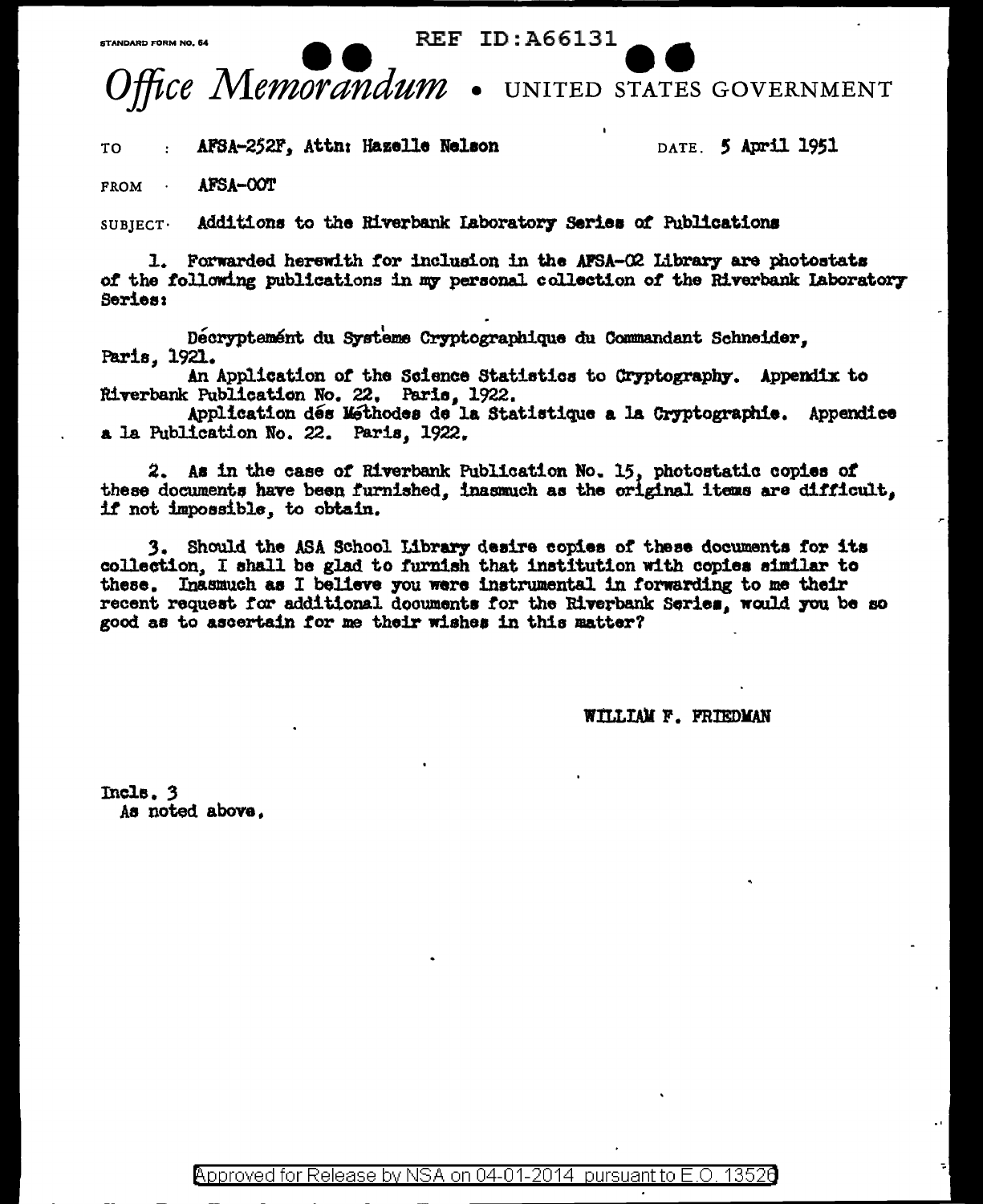REF ID:A66131

STANDARD FORM NO. 64

*Office Memorandum* • UNITED STATES GOVERNMENT

TO : AFSA-252F, Attn: Hazelle Nelson DATE: 5 April 1951

FROM : AFSA-OOT

SUBJECT: Additions to the Riverbank Laboratory Series of Publications

1. Forwarded herewith for inclusion in the AFSA-02 Library are photostats of the following publications in my personal collection of the Riverbank Laboratory Series:

Décryptemént du Système Cryptographique du Commandant Schneider, Paris, 1921.

An Application of the Science Statistics to Cryptography. Appendix to Riverbank Publication No. 22. Paris, 1922.

Application dés Méthodes de la Statistique a la Cryptographie. Appendice a la Publication No. 22. Paris, 1922.

2. As in the case of Riverbank Publication No. 15, photostatic copies of these documents have been furnished, inasmuch as the original items are difficult, if not impossible, to obtain.

3. Should the ASA School Library desire copies of these documents for its collection, I shall be glad to furnish that institution with copies similar to these. Inasmuch as I believe you were instrumental in forwarding to me their recent request for additional documents for the Riverbank Series, would you be so good as to ascertain for me their wishes in this matter?

WILLIAM F. FRIEDMAN

Incls. 3
As noted above.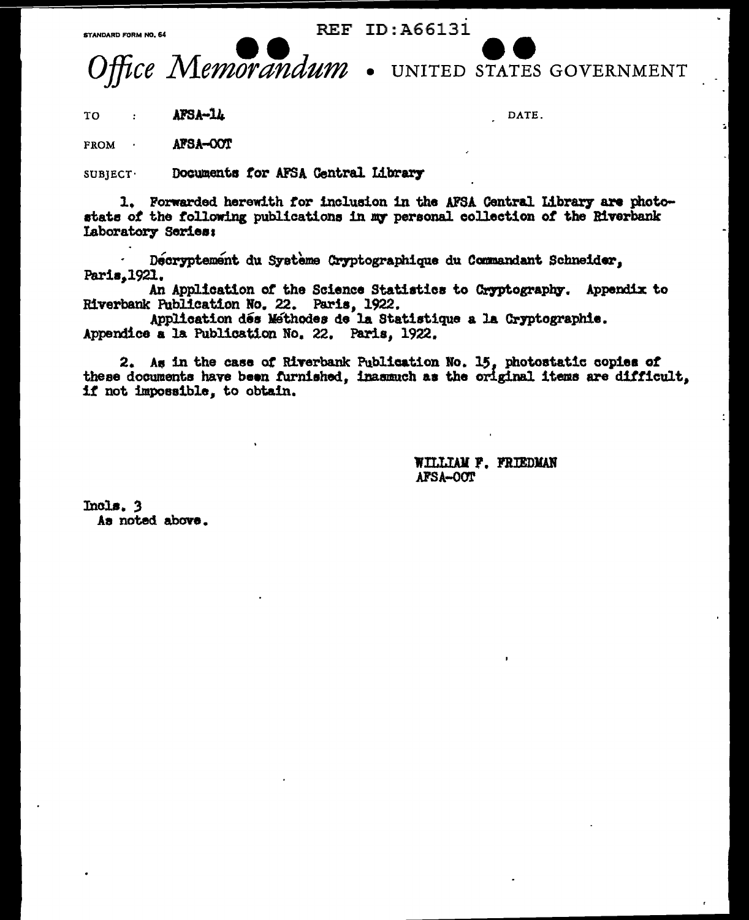REF ID:A66131

STANDARD FORM NO. 64

*Office Memorandum* • UNITED STATES GOVERNMENT

TO : AFSA-14

DATE.

FROM : AFSA-OOT

SUBJECT: Documents for AFSA Central Library

1. Forwarded herewith for inclusion in the AFSA Central Library are photostats of the following publications in my personal collection of the Riverbank Laboratory Series:

Décryptement du Système Cryptographique du Commandant Schneider, Paris,1921.

An Application of the Science Statistics to Cryptography. Appendix to Riverbank Publication No. 22. Paris, 1922.

Application dés Méthodes de la Statistique a la Cryptographie. Appendice a la Publication No. 22. Paris, 1922.

2. As in the case of Riverbank Publication No. 15, photostatic copies of these documents have been furnished, inasmuch as the original items are difficult, if not impossible, to obtain.

WILLIAM F. FRIEDMAN
AFSA-OOT

Incls. 3
As noted above.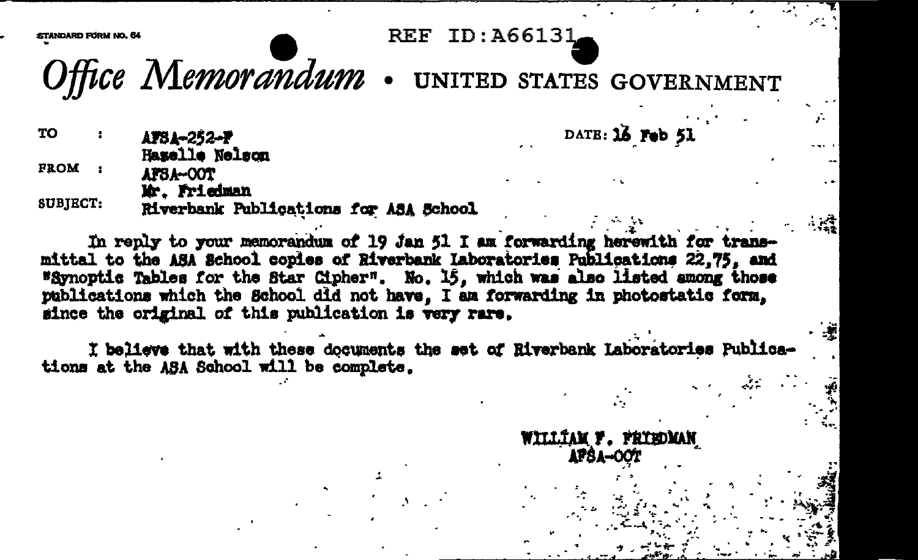STANDARD FORM NO. 64

REF ID:A66131

# *Office Memorandum* • UNITED STATES GOVERNMENT

TO : AFSA-252-F
Hazelle Nelson

FROM : AFSA-OOT
Mr. Friedman

DATE: 16 Feb 51

SUBJECT: Riverbank Publications for ASA School

In reply to your memorandum of 19 Jan 51 I am forwarding herewith for transmittal to the ASA School copies of Riverbank Laboratories Publications 22,75, and "Synoptic Tables for the Star Cipher". No. 15, which was also listed among those publications which the School did not have, I am forwarding in photostatic form, since the original of this publication is very rare.

I believe that with these documents the set of Riverbank Laboratories Publications at the ASA School will be complete.

WILLIAM F. FRIEDMAN
AFSA-OOT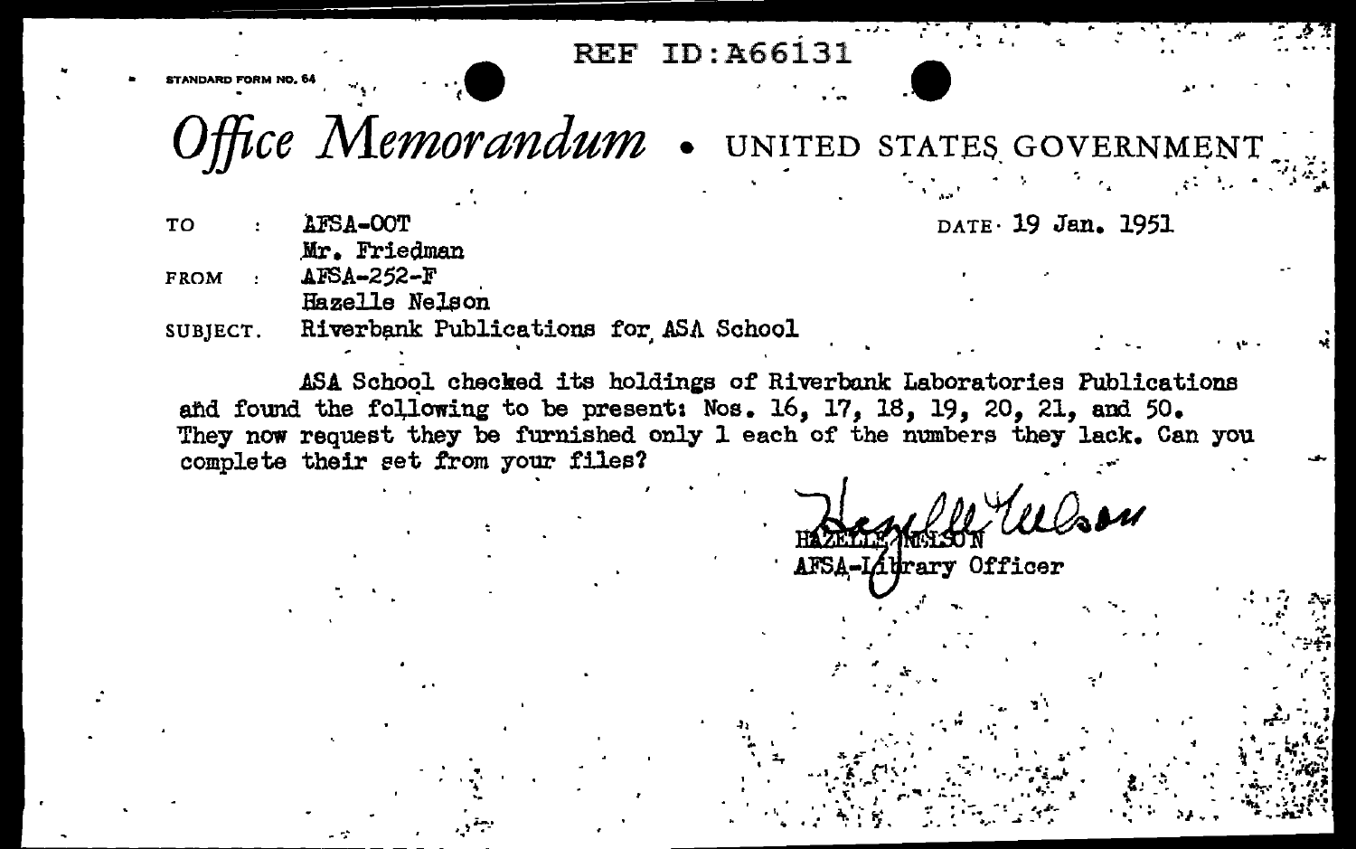REF ID:A66131

STANDARD FORM NO. 64

# *Office Memorandum* • UNITED STATES GOVERNMENT

TO : AFSA-OOT
Mr. Friedman

DATE: 19 Jan. 1951

FROM : AFSA-252-F
Hazelle Nelson

SUBJECT. Riverbank Publications for ASA School

ASA School checked its holdings of Riverbank Laboratories Publications and found the following to be present: Nos. 16, 17, 18, 19, 20, 21, and 50. They now request they be furnished only 1 each of the numbers they lack. Can you complete their set from your files?

Hazelle Nelson
HAZELLE NELSON
AFSA-Library Officer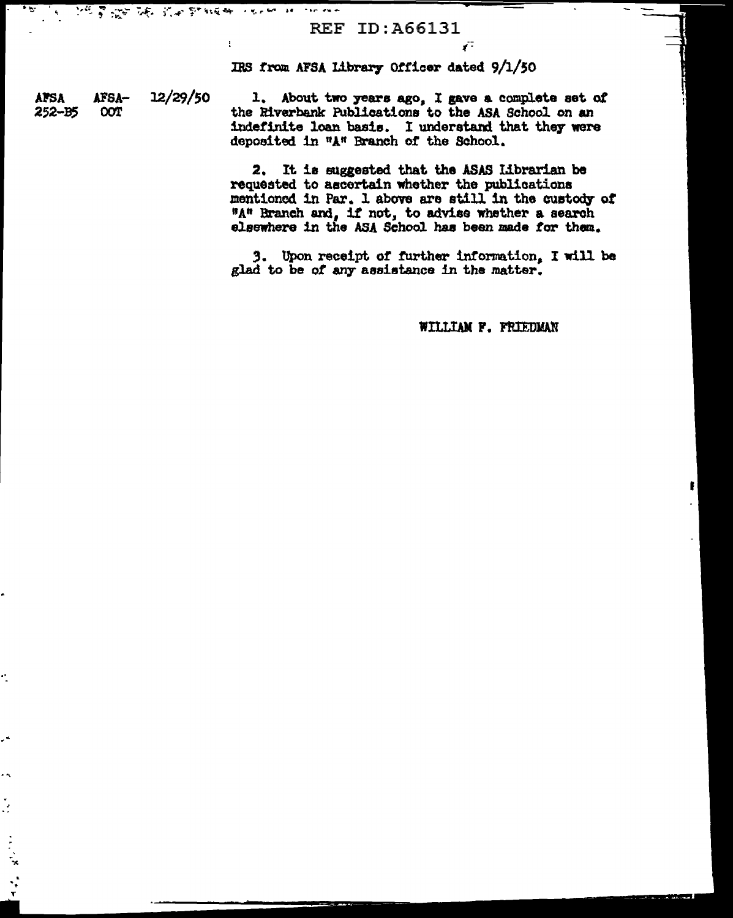IRS from AFSA Library Officer dated 9/1/50

| | | | |
|---|---|---|---|
| AFSA 252-B5 | AFSA-00T | 12/29/50 | 1. About two years ago, I gave a complete set of the Riverbank Publications to the ASA School on an indefinite loan basis. I understand that they were deposited in "A" Branch of the School. |

2. It is suggested that the ASAS Librarian be requested to ascertain whether the publications mentioned in Par. 1 above are still in the custody of "A" Branch and, if not, to advise whether a search elsewhere in the ASA School has been made for them.

3. Upon receipt of further information, I will be glad to be of any assistance in the matter.

WILLIAM F. FRIEDMAN